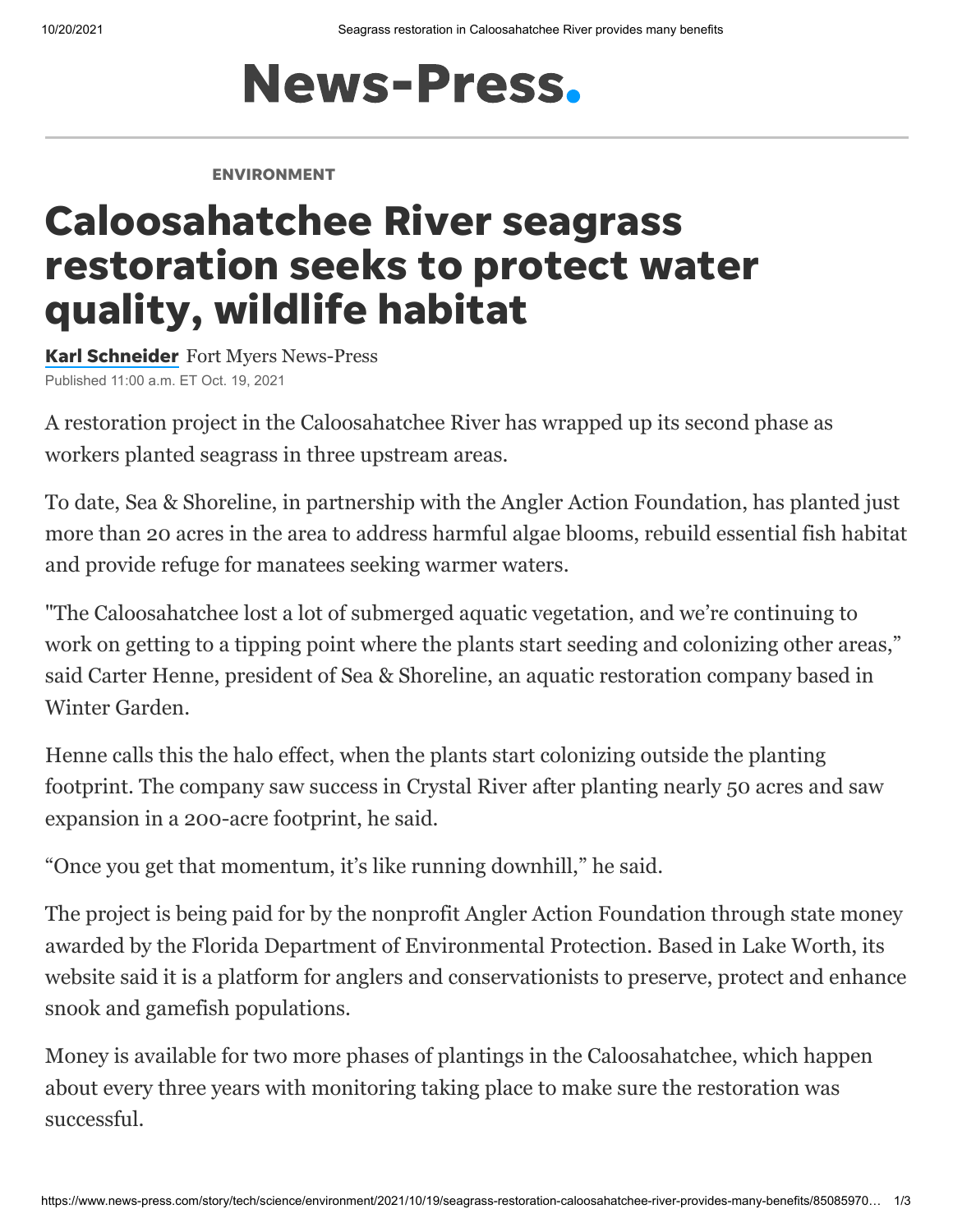# News-Press.

**ENVIRONMENT**

# Caloosahatchee River seagrass restoration seeks to protect water quality, wildlife habitat

**Karl Schneider** Fort Myers News-Press

Published 11:00 a.m. ET Oct. 19, 2021

A restoration project in the Caloosahatchee River has wrapped up its second phase as workers planted seagrass in three upstream areas.

To date, Sea & Shoreline, in partnership with the Angler Action Foundation, has planted just more than 20 acres in the area to address harmful algae blooms, rebuild essential fish habitat and provide refuge for manatees seeking warmer waters.

"The Caloosahatchee lost a lot of submerged aquatic vegetation, and we're continuing to work on getting to a tipping point where the plants start seeding and colonizing other areas," said Carter Henne, president of Sea & Shoreline, an aquatic restoration company based in Winter Garden.

Henne calls this the halo effect, when the plants start colonizing outside the planting footprint. The company saw success in Crystal River after planting nearly 50 acres and saw expansion in a 200-acre footprint, he said.

"Once you get that momentum, it's like running downhill," he said.

The project is being paid for by the nonprofit Angler Action Foundation through state money awarded by the Florida Department of Environmental Protection. Based in Lake Worth, its website said it is a platform for anglers and conservationists to preserve, protect and enhance snook and gamefish populations.

Money is available for two more phases of plantings in the Caloosahatchee, which happen about every three years with monitoring taking place to make sure the restoration was successful.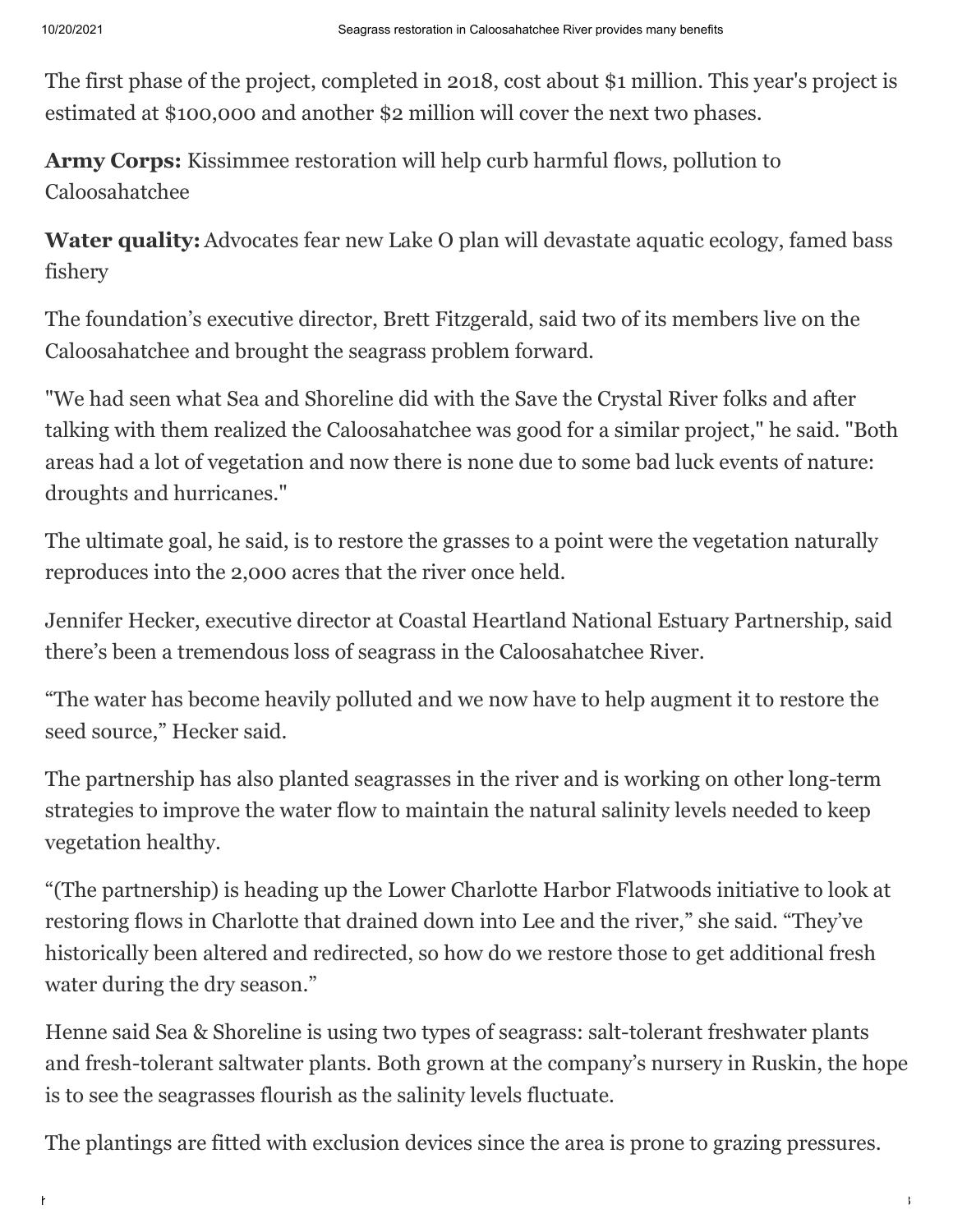The first phase of the project, completed in 2018, cost about $1 million. This year's project is estimated at $100,000 and another $2 million will cover the next two phases.

**Army Corps:** Kissimmee restoration will help curb harmful flows, pollution to Caloosahatchee

**Water quality:** Advocates fear new Lake O plan will devastate aquatic ecology, famed bass fishery

The foundation's executive director, Brett Fitzgerald, said two of its members live on the Caloosahatchee and brought the seagrass problem forward.

"We had seen what Sea and Shoreline did with the Save the Crystal River folks and after talking with them realized the Caloosahatchee was good for a similar project," he said. "Both areas had a lot of vegetation and now there is none due to some bad luck events of nature: droughts and hurricanes."

The ultimate goal, he said, is to restore the grasses to a point were the vegetation naturally reproduces into the 2,000 acres that the river once held.

Jennifer Hecker, executive director at Coastal Heartland National Estuary Partnership, said there's been a tremendous loss of seagrass in the Caloosahatchee River.

"The water has become heavily polluted and we now have to help augment it to restore the seed source," Hecker said.

The partnership has also planted seagrasses in the river and is working on other long-term strategies to improve the water flow to maintain the natural salinity levels needed to keep vegetation healthy.

"(The partnership) is heading up the Lower Charlotte Harbor Flatwoods initiative to look at restoring flows in Charlotte that drained down into Lee and the river," she said. "They've historically been altered and redirected, so how do we restore those to get additional fresh water during the dry season."

Henne said Sea & Shoreline is using two types of seagrass: salt-tolerant freshwater plants and fresh-tolerant saltwater plants. Both grown at the company's nursery in Ruskin, the hope is to see the seagrasses flourish as the salinity levels fluctuate.

The plantings are fitted with exclusion devices since the area is prone to grazing pressures.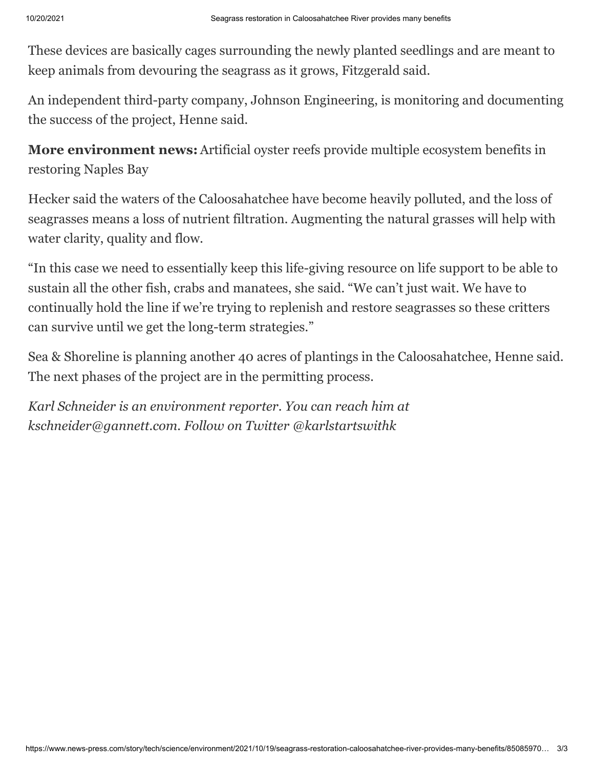These devices are basically cages surrounding the newly planted seedlings and are meant to keep animals from devouring the seagrass as it grows, Fitzgerald said.

An independent third-party company, Johnson Engineering, is monitoring and documenting the success of the project, Henne said.

**More environment news:** Artificial oyster reefs provide multiple ecosystem benefits in restoring Naples Bay

Hecker said the waters of the Caloosahatchee have become heavily polluted, and the loss of seagrasses means a loss of nutrient filtration. Augmenting the natural grasses will help with water clarity, quality and flow.

"In this case we need to essentially keep this life-giving resource on life support to be able to sustain all the other fish, crabs and manatees, she said. "We can't just wait. We have to continually hold the line if we're trying to replenish and restore seagrasses so these critters can survive until we get the long-term strategies."

Sea & Shoreline is planning another 40 acres of plantings in the Caloosahatchee, Henne said. The next phases of the project are in the permitting process.

*Karl Schneider is an environment reporter. You can reach him at kschneider@gannett.com. Follow on Twitter @karlstartswithk*